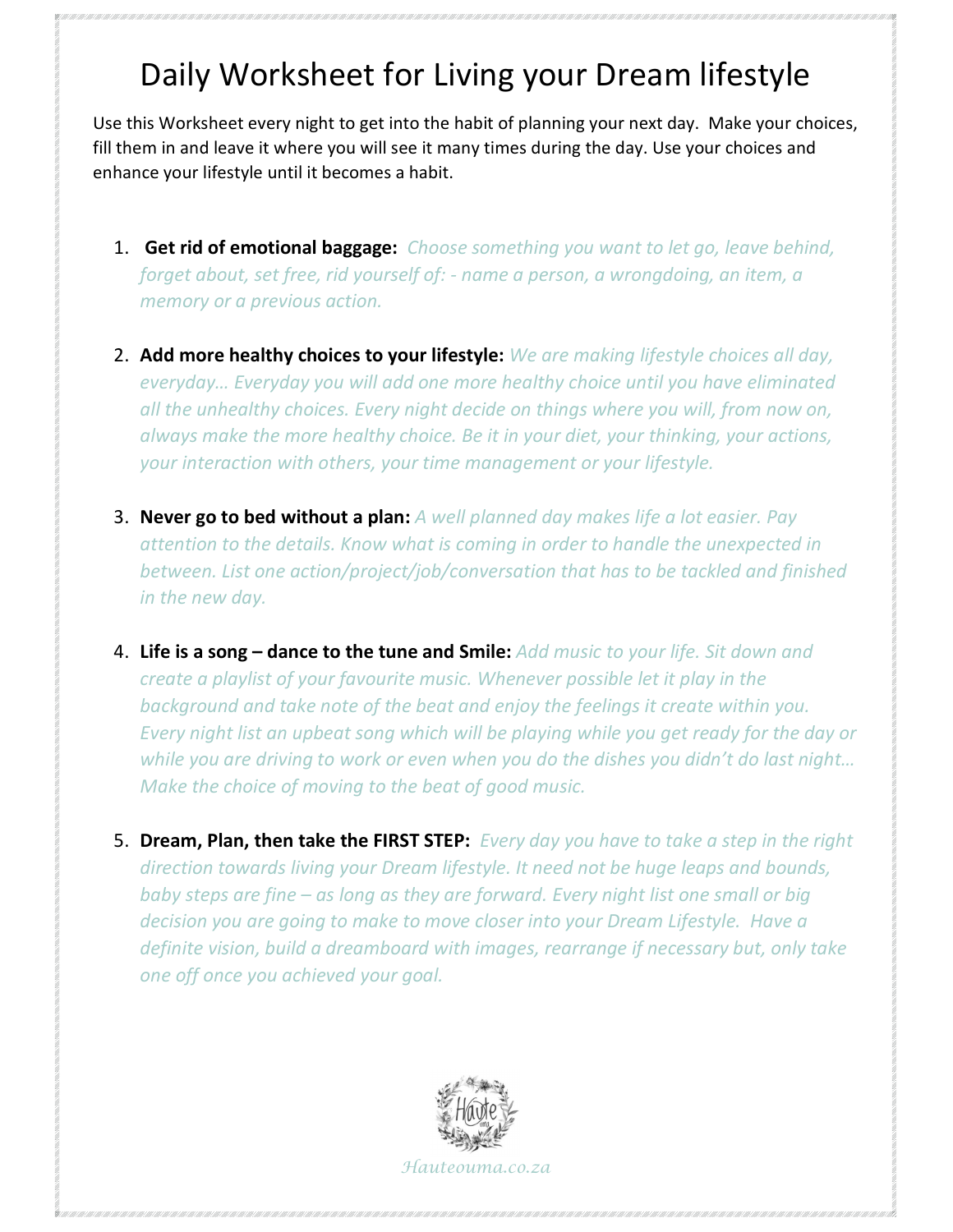# Daily Worksheet for Living your Dream lifestyle

Use this Worksheet every night to get into the habit of planning your next day. Make your choices, fill them in and leave it where you will see it many times during the day. Use your choices and enhance your lifestyle until it becomes a habit.

1. **Get rid of emotional baggage:** *Choose something you want to let go, leave behind, forget about, set free, rid yourself of: - name a person, a wrongdoing, an item, a memory or a previous action.*

2. **Add more healthy choices to your lifestyle:** *We are making lifestyle choices all day, everyday… Everyday you will add one more healthy choice until you have eliminated all the unhealthy choices. Every night decide on things where you will, from now on, always make the more healthy choice. Be it in your diet, your thinking, your actions, your interaction with others, your time management or your lifestyle.*

3. **Never go to bed without a plan:** *A well planned day makes life a lot easier. Pay attention to the details. Know what is coming in order to handle the unexpected in between. List one action/project/job/conversation that has to be tackled and finished in the new day.*

4. **Life is a song – dance to the tune and Smile:** *Add music to your life. Sit down and create a playlist of your favourite music. Whenever possible let it play in the background and take note of the beat and enjoy the feelings it create within you. Every night list an upbeat song which will be playing while you get ready for the day or while you are driving to work or even when you do the dishes you didn't do last night… Make the choice of moving to the beat of good music.*

5. **Dream, Plan, then take the FIRST STEP:** *Every day you have to take a step in the right direction towards living your Dream lifestyle. It need not be huge leaps and bounds, baby steps are fine – as long as they are forward. Every night list one small or big decision you are going to make to move closer into your Dream Lifestyle. Have a definite vision, build a dreamboard with images, rearrange if necessary but, only take one off once you achieved your goal.*

Hauteouma.co.za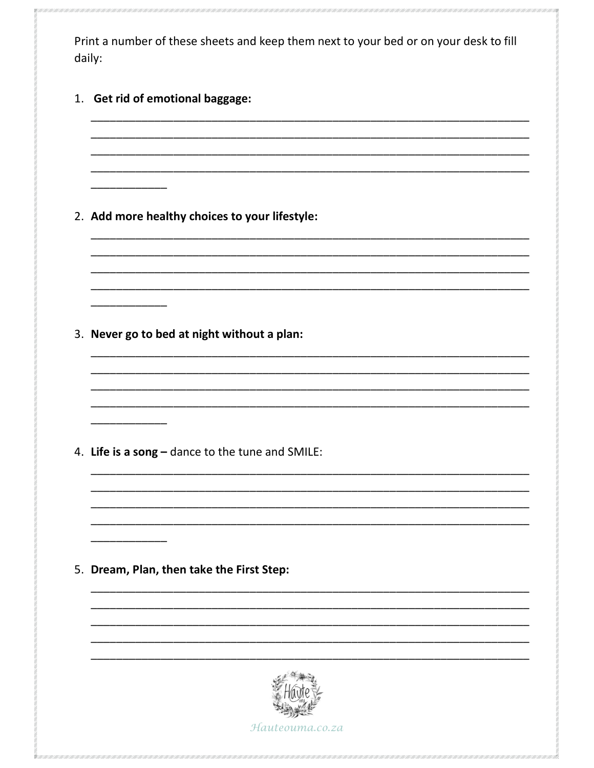Print a number of these sheets and keep them next to your bed or on your desk to fill daily:

1. **Get rid of emotional baggage:**

_________________________________________________________________________
_________________________________________________________________________
_________________________________________________________________________
_________________________________________________________________________
____________

2. **Add more healthy choices to your lifestyle:**

_________________________________________________________________________
_________________________________________________________________________
_________________________________________________________________________
_________________________________________________________________________
____________

3. **Never go to bed at night without a plan:**

_________________________________________________________________________
_________________________________________________________________________
_________________________________________________________________________
_________________________________________________________________________
____________

4. **Life is a song –** dance to the tune and SMILE:

_________________________________________________________________________
_________________________________________________________________________
_________________________________________________________________________
_________________________________________________________________________
____________

5. **Dream, Plan, then take the First Step:**

_________________________________________________________________________
_________________________________________________________________________
_________________________________________________________________________
_________________________________________________________________________
_________________________________________________________________________

*Hauteouma.co.za*